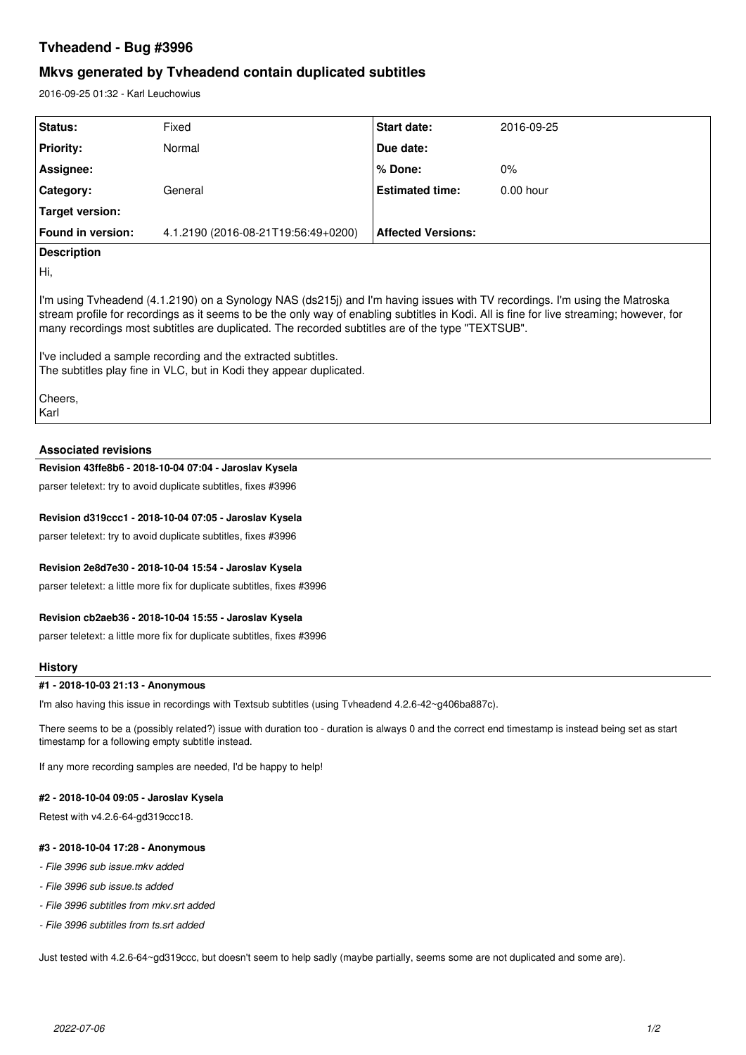# Tvheadend - Bug #3996

## Mkvs generated by Tvheadend contain duplicated subtitles

2016-09-25 01:32 - Karl Leuchowius

| Status: | Fixed | Start date: | 2016-09-25 |
|---|---|---|---|
| Priority: | Normal | Due date: | |
| Assignee: | | % Done: | 0% |
| Category: | General | Estimated time: | 0.00 hour |
| Target version: | | | |
| Found in version: | 4.1.2190 (2016-08-21T19:56:49+0200) | Affected Versions: | |

**Description**

Hi,

I'm using Tvheadend (4.1.2190) on a Synology NAS (ds215j) and I'm having issues with TV recordings. I'm using the Matroska stream profile for recordings as it seems to be the only way of enabling subtitles in Kodi. All is fine for live streaming; however, for many recordings most subtitles are duplicated. The recorded subtitles are of the type "TEXTSUB".

I've included a sample recording and the extracted subtitles.
The subtitles play fine in VLC, but in Kodi they appear duplicated.

Cheers,
Karl

### Associated revisions

**Revision 43ffe8b6 - 2018-10-04 07:04 - Jaroslav Kysela**

parser teletext: try to avoid duplicate subtitles, fixes #3996

**Revision d319ccc1 - 2018-10-04 07:05 - Jaroslav Kysela**

parser teletext: try to avoid duplicate subtitles, fixes #3996

**Revision 2e8d7e30 - 2018-10-04 15:54 - Jaroslav Kysela**

parser teletext: a little more fix for duplicate subtitles, fixes #3996

**Revision cb2aeb36 - 2018-10-04 15:55 - Jaroslav Kysela**

parser teletext: a little more fix for duplicate subtitles, fixes #3996

### History

**#1 - 2018-10-03 21:13 - Anonymous**

I'm also having this issue in recordings with Textsub subtitles (using Tvheadend 4.2.6-42~g406ba887c).

There seems to be a (possibly related?) issue with duration too - duration is always 0 and the correct end timestamp is instead being set as start timestamp for a following empty subtitle instead.

If any more recording samples are needed, I'd be happy to help!

**#2 - 2018-10-04 09:05 - Jaroslav Kysela**

Retest with v4.2.6-64-gd319ccc18.

**#3 - 2018-10-04 17:28 - Anonymous**

- *File 3996 sub issue.mkv added*
- *File 3996 sub issue.ts added*
- *File 3996 subtitles from mkv.srt added*
- *File 3996 subtitles from ts.srt added*

Just tested with 4.2.6-64~gd319ccc, but doesn't seem to help sadly (maybe partially, seems some are not duplicated and some are).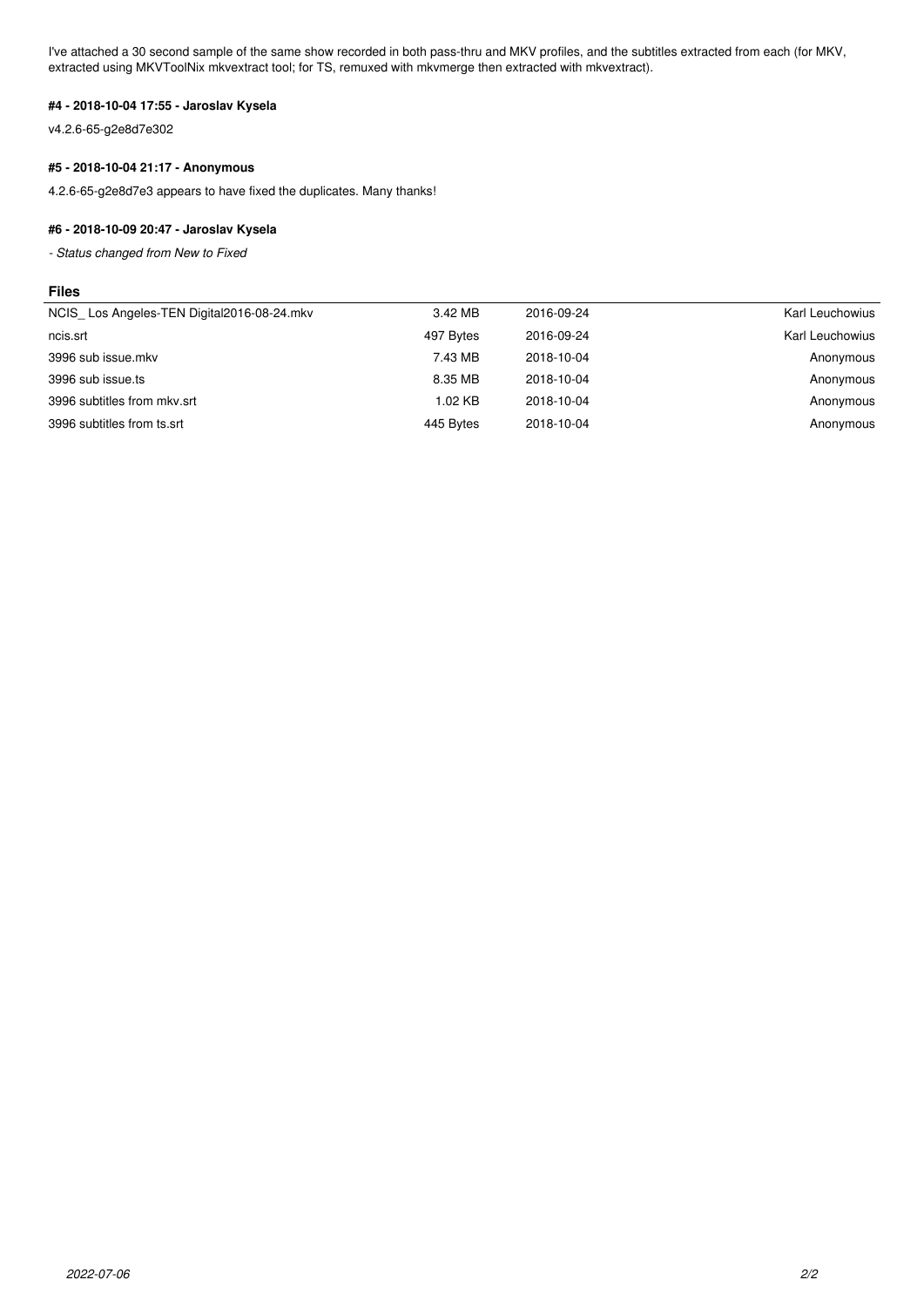I've attached a 30 second sample of the same show recorded in both pass-thru and MKV profiles, and the subtitles extracted from each (for MKV, extracted using MKVToolNix mkvextract tool; for TS, remuxed with mkvmerge then extracted with mkvextract).

#### #4 - 2018-10-04 17:55 - Jaroslav Kysela

v4.2.6-65-g2e8d7e302

#### #5 - 2018-10-04 21:17 - Anonymous

4.2.6-65-g2e8d7e3 appears to have fixed the duplicates. Many thanks!

#### #6 - 2018-10-09 20:47 - Jaroslav Kysela

*- Status changed from New to Fixed*

### Files

| | | | |
|---|---|---|---|
| NCIS_ Los Angeles-TEN Digital2016-08-24.mkv | 3.42 MB | 2016-09-24 | Karl Leuchowius |
| ncis.srt | 497 Bytes | 2016-09-24 | Karl Leuchowius |
| 3996 sub issue.mkv | 7.43 MB | 2018-10-04 | Anonymous |
| 3996 sub issue.ts | 8.35 MB | 2018-10-04 | Anonymous |
| 3996 subtitles from mkv.srt | 1.02 KB | 2018-10-04 | Anonymous |
| 3996 subtitles from ts.srt | 445 Bytes | 2018-10-04 | Anonymous |